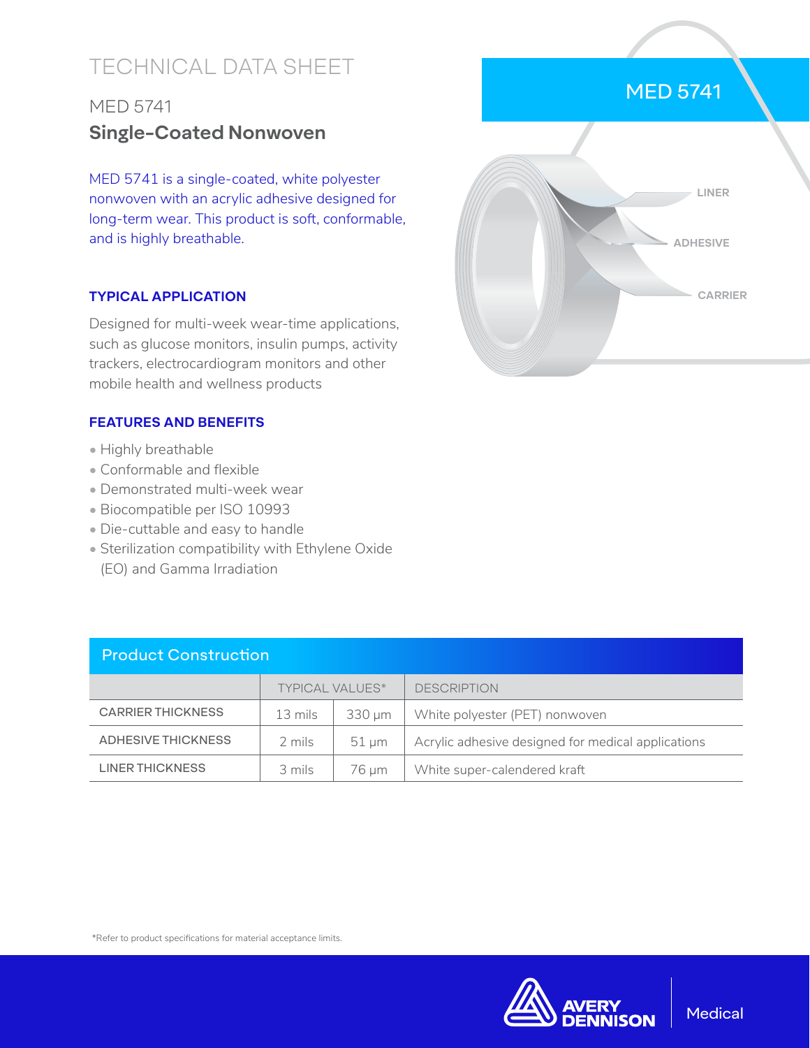# TECHNICAL DATA SHEET

## MED 5741

## **Single-Coated Nonwoven**

MED 5741 is a single-coated, white polyester nonwoven with an acrylic adhesive designed for long-term wear. This product is soft, conformable, and is highly breathable.

### TYPICAL APPLICATION

Designed for multi-week wear-time applications, such as glucose monitors, insulin pumps, activity trackers, electrocardiogram monitors and other mobile health and wellness products

### FEATURES AND BENEFITS

- Highly breathable
- Conformable and flexible
- Demonstrated multi-week wear
- Biocompatible per ISO 10993
- Die-cuttable and easy to handle
- Sterilization compatibility with Ethylene Oxide (EO) and Gamma Irradiation

MED 5741

LINER

ADHESIVE

CARRIER

### Product Construction

| | TYPICAL VALUES* | | DESCRIPTION |
|---|---|---|---|
| CARRIER THICKNESS | 13 mils | 330 µm | White polyester (PET) nonwoven |
| ADHESIVE THICKNESS | 2 mils | 51 µm | Acrylic adhesive designed for medical applications |
| LINER THICKNESS | 3 mils | 76 µm | White super-calendered kraft |

*Refer to product specifications for material acceptance limits.

AVERY DENNISON | Medical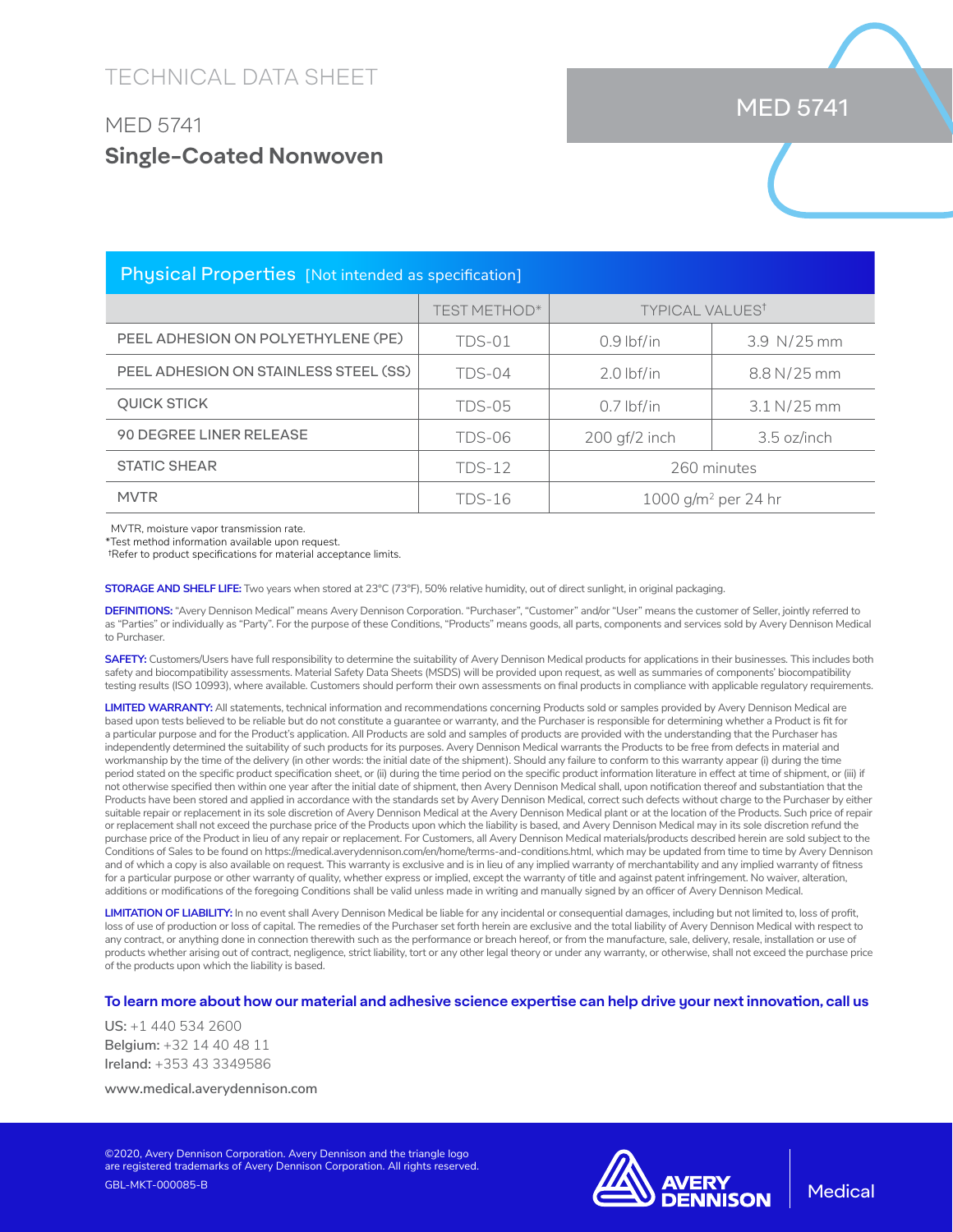# TECHNICAL DATA SHEET

## MED 5741

## Single-Coated Nonwoven

MED 5741

### Physical Properties [Not intended as specification]

| | TEST METHOD* | TYPICAL VALUES† | |
|---|---|---|---|
| PEEL ADHESION ON POLYETHYLENE (PE) | TDS-01 | 0.9 lbf/in | 3.9 N/25 mm |
| PEEL ADHESION ON STAINLESS STEEL (SS) | TDS-04 | 2.0 lbf/in | 8.8 N/25 mm |
| QUICK STICK | TDS-05 | 0.7 lbf/in | 3.1 N/25 mm |
| 90 DEGREE LINER RELEASE | TDS-06 | 200 gf/2 inch | 3.5 oz/inch |
| STATIC SHEAR | TDS-12 | 260 minutes | |
| MVTR | TDS-16 | 1000 g/m$^2$ per 24 hr | |

MVTR, moisture vapor transmission rate.
*Test method information available upon request.
†Refer to product specifications for material acceptance limits.

**STORAGE AND SHELF LIFE:** Two years when stored at 23°C (73°F), 50% relative humidity, out of direct sunlight, in original packaging.

**DEFINITIONS:** "Avery Dennison Medical" means Avery Dennison Corporation. "Purchaser", "Customer" and/or "User" means the customer of Seller, jointly referred to as "Parties" or individually as "Party". For the purpose of these Conditions, "Products" means goods, all parts, components and services sold by Avery Dennison Medical to Purchaser.

**SAFETY:** Customers/Users have full responsibility to determine the suitability of Avery Dennison Medical products for applications in their businesses. This includes both safety and biocompatibility assessments. Material Safety Data Sheets (MSDS) will be provided upon request, as well as summaries of components' biocompatibility testing results (ISO 10993), where available. Customers should perform their own assessments on final products in compliance with applicable regulatory requirements.

**LIMITED WARRANTY:** All statements, technical information and recommendations concerning Products sold or samples provided by Avery Dennison Medical are based upon tests believed to be reliable but do not constitute a guarantee or warranty, and the Purchaser is responsible for determining whether a Product is fit for a particular purpose and for the Product's application. All Products are sold and samples of products are provided with the understanding that the Purchaser has independently determined the suitability of such products for its purposes. Avery Dennison Medical warrants the Products to be free from defects in material and workmanship by the time of the delivery (in other words: the initial date of the shipment). Should any failure to conform to this warranty appear (i) during the time period stated on the specific product specification sheet, or (ii) during the time period on the specific product information literature in effect at time of shipment, or (iii) if not otherwise specified then within one year after the initial date of shipment, then Avery Dennison Medical shall, upon notification thereof and substantiation that the Products have been stored and applied in accordance with the standards set by Avery Dennison Medical, correct such defects without charge to the Purchaser by either suitable repair or replacement in its sole discretion of Avery Dennison Medical at the Avery Dennison Medical plant or at the location of the Products. Such price of repair or replacement shall not exceed the purchase price of the Products upon which the liability is based, and Avery Dennison Medical may in its sole discretion refund the purchase price of the Product in lieu of any repair or replacement. For Customers, all Avery Dennison Medical materials/products described herein are sold subject to the Conditions of Sales to be found on https://medical.averydennison.com/en/home/terms-and-conditions.html, which may be updated from time to time by Avery Dennison and of which a copy is also available on request. This warranty is exclusive and is in lieu of any implied warranty of merchantability and any implied warranty of fitness for a particular purpose or other warranty of quality, whether express or implied, except the warranty of title and against patent infringement. No waiver, alteration, additions or modifications of the foregoing Conditions shall be valid unless made in writing and manually signed by an officer of Avery Dennison Medical.

**LIMITATION OF LIABILITY:** In no event shall Avery Dennison Medical be liable for any incidental or consequential damages, including but not limited to, loss of profit, loss of use of production or loss of capital. The remedies of the Purchaser set forth herein are exclusive and the total liability of Avery Dennison Medical with respect to any contract, or anything done in connection therewith such as the performance or breach hereof, or from the manufacture, sale, delivery, resale, installation or use of products whether arising out of contract, negligence, strict liability, tort or any other legal theory or under any warranty, or otherwise, shall not exceed the purchase price of the products upon which the liability is based.

**To learn more about how our material and adhesive science expertise can help drive your next innovation, call us**

**US:** +1 440 534 2600
**Belgium:** +32 14 40 48 11
**Ireland:** +353 43 3349586

www.medical.averydennison.com

©2020, Avery Dennison Corporation. Avery Dennison and the triangle logo are registered trademarks of Avery Dennison Corporation. All rights reserved.

GBL-MKT-000085-B

AVERY DENNISON | Medical